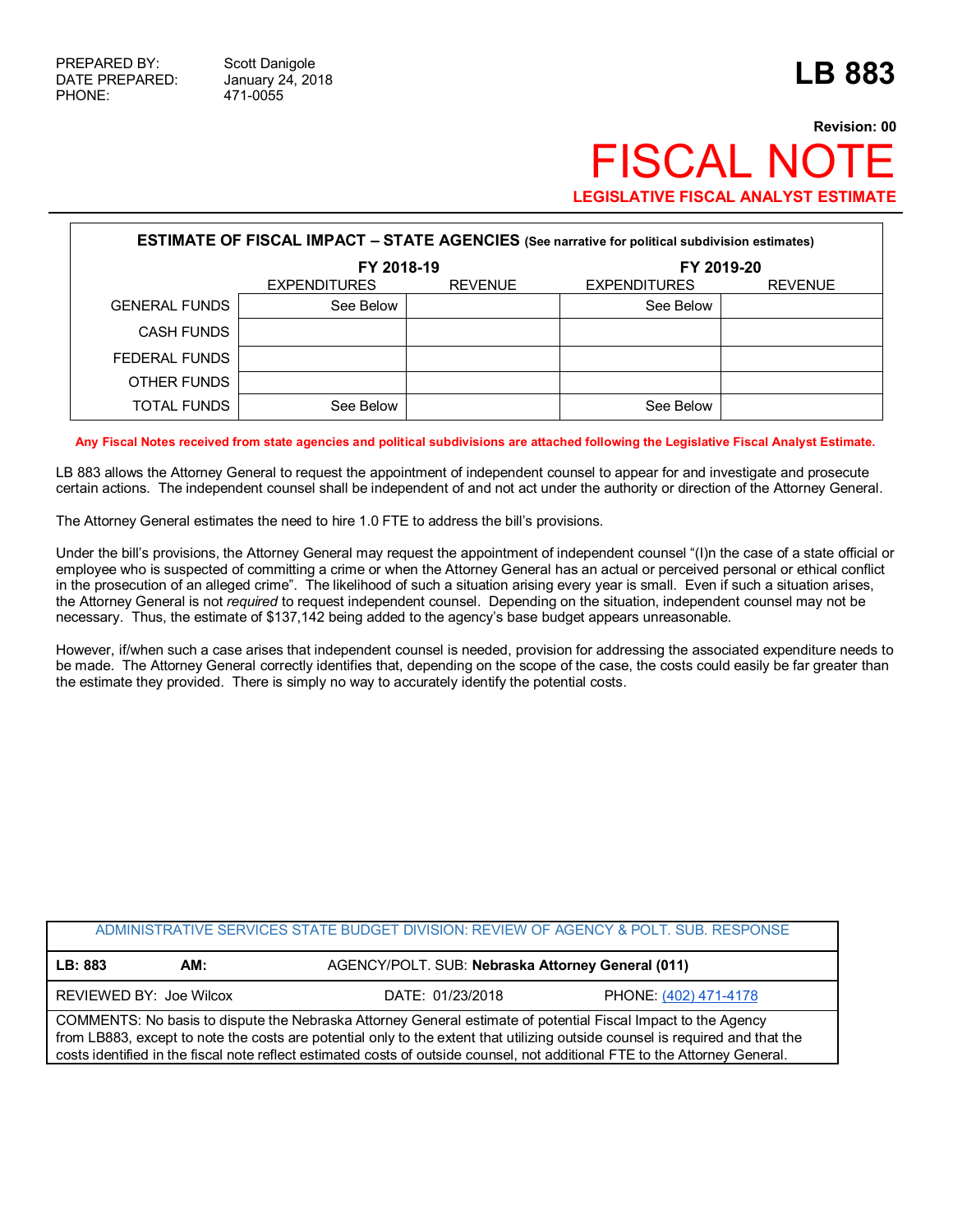PREPARED BY: Scott Danigole
DATE PREPARED: January 24, 2018
PHONE: 471-0055

# LB 883

**Revision: 00**

# FISCAL NOTE

**LEGISLATIVE FISCAL ANALYST ESTIMATE**

| **ESTIMATE OF FISCAL IMPACT – STATE AGENCIES** (See narrative for political subdivision estimates) | | | | |
|---|---|---|---|---|
| | FY 2018-19 | | FY 2019-20 | |
| | EXPENDITURES | REVENUE | EXPENDITURES | REVENUE |
| GENERAL FUNDS | See Below | | See Below | |
| CASH FUNDS | | | | |
| FEDERAL FUNDS | | | | |
| OTHER FUNDS | | | | |
| TOTAL FUNDS | See Below | | See Below | |

**Any Fiscal Notes received from state agencies and political subdivisions are attached following the Legislative Fiscal Analyst Estimate.**

LB 883 allows the Attorney General to request the appointment of independent counsel to appear for and investigate and prosecute certain actions. The independent counsel shall be independent of and not act under the authority or direction of the Attorney General.

The Attorney General estimates the need to hire 1.0 FTE to address the bill's provisions.

Under the bill's provisions, the Attorney General may request the appointment of independent counsel "(I)n the case of a state official or employee who is suspected of committing a crime or when the Attorney General has an actual or perceived personal or ethical conflict in the prosecution of an alleged crime". The likelihood of such a situation arising every year is small. Even if such a situation arises, the Attorney General is not *required* to request independent counsel. Depending on the situation, independent counsel may not be necessary. Thus, the estimate of $137,142 being added to the agency's base budget appears unreasonable.

However, if/when such a case arises that independent counsel is needed, provision for addressing the associated expenditure needs to be made. The Attorney General correctly identifies that, depending on the scope of the case, the costs could easily be far greater than the estimate they provided. There is simply no way to accurately identify the potential costs.

| ADMINISTRATIVE SERVICES STATE BUDGET DIVISION: REVIEW OF AGENCY & POLT. SUB. RESPONSE | | |
|---|---|---|
| **LB: 883** **AM:** | AGENCY/POLT. SUB: **Nebraska Attorney General (011)** | |
| REVIEWED BY: Joe Wilcox | DATE: 01/23/2018 | PHONE: (402) 471-4178 |
| COMMENTS: No basis to dispute the Nebraska Attorney General estimate of potential Fiscal Impact to the Agency from LB883, except to note the costs are potential only to the extent that utilizing outside counsel is required and that the costs identified in the fiscal note reflect estimated costs of outside counsel, not additional FTE to the Attorney General. | | |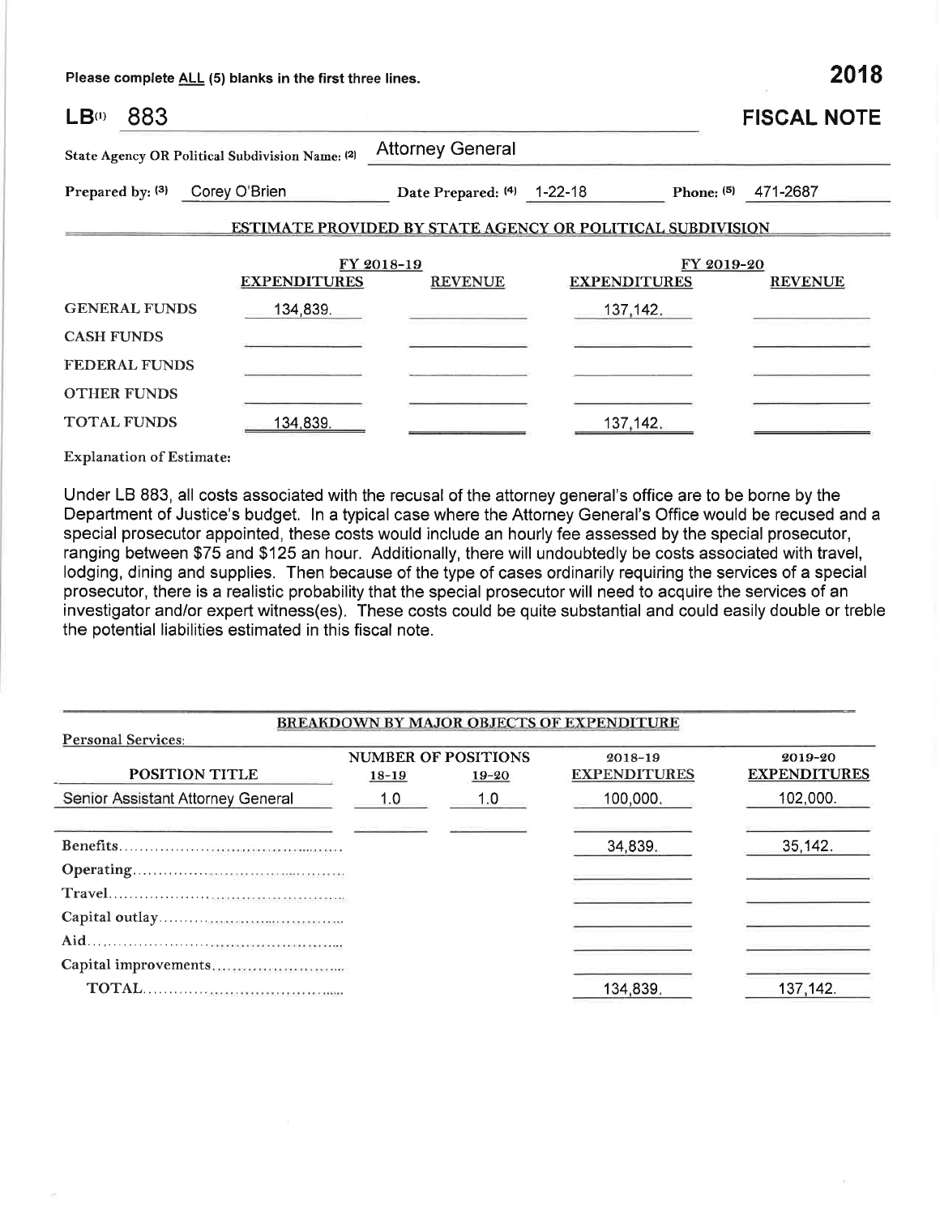Please complete ALL (5) blanks in the first three lines.

**2018**

# LB[1] 883 — FISCAL NOTE

State Agency OR Political Subdivision Name: [2] Attorney General

Prepared by: [3] Corey O'Brien    Date Prepared: [4] 1-22-18    Phone: [5] 471-2687

## ESTIMATE PROVIDED BY STATE AGENCY OR POLITICAL SUBDIVISION

| | FY 2018-19 | | FY 2019-20 | |
|---|---|---|---|---|
| | EXPENDITURES | REVENUE | EXPENDITURES | REVENUE |
| GENERAL FUNDS | 134,839. | | 137,142. | |
| CASH FUNDS | | | | |
| FEDERAL FUNDS | | | | |
| OTHER FUNDS | | | | |
| TOTAL FUNDS | 134,839. | | 137,142. | |

Explanation of Estimate:

Under LB 883, all costs associated with the recusal of the attorney general's office are to be borne by the Department of Justice's budget. In a typical case where the Attorney General's Office would be recused and a special prosecutor appointed, these costs would include an hourly fee assessed by the special prosecutor, ranging between $75 and $125 an hour. Additionally, there will undoubtedly be costs associated with travel, lodging, dining and supplies. Then because of the type of cases ordinarily requiring the services of a special prosecutor, there is a realistic probability that the special prosecutor will need to acquire the services of an investigator and/or expert witness(es). These costs could be quite substantial and could easily double or treble the potential liabilities estimated in this fiscal note.

## BREAKDOWN BY MAJOR OBJECTS OF EXPENDITURE

Personal Services:

| POSITION TITLE | NUMBER OF POSITIONS 18-19 | NUMBER OF POSITIONS 19-20 | 2018-19 EXPENDITURES | 2019-20 EXPENDITURES |
|---|---|---|---|---|
| Senior Assistant Attorney General | 1.0 | 1.0 | 100,000. | 102,000. |
| Benefits | | | 34,839. | 35,142. |
| Operating | | | | |
| Travel | | | | |
| Capital outlay | | | | |
| Aid | | | | |
| Capital improvements | | | | |
| TOTAL | | | 134,839. | 137,142. |